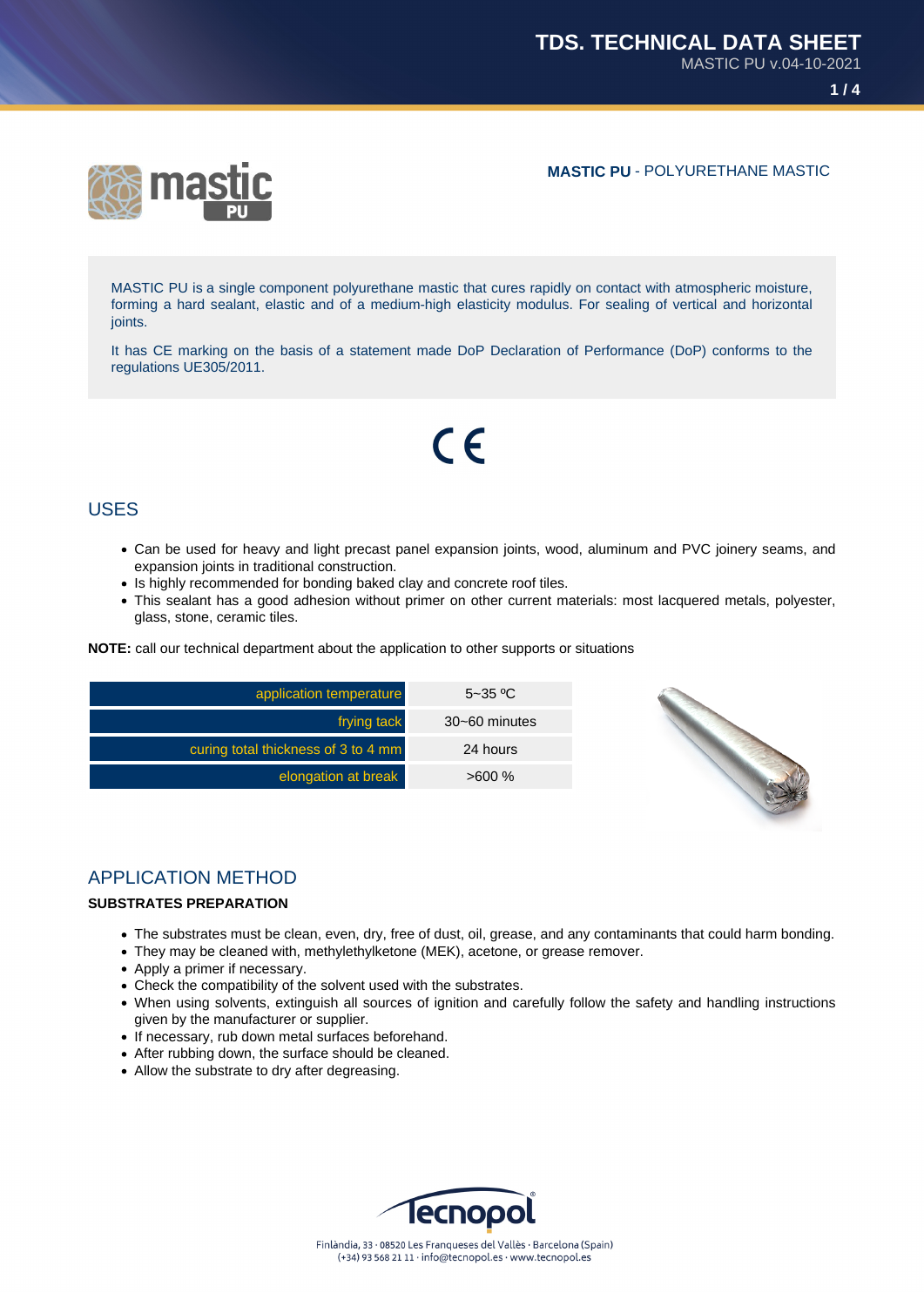**MASTIC PU** - POLYURETHANE MASTIC

MASTIC PU is a single component polyurethane mastic that cures rapidly on contact with atmospheric moisture, forming a hard sealant, elastic and of a medium-high elasticity modulus. For sealing of vertical and horizontal joints.

It has CE marking on the basis of a statement made DoP Declaration of Performance (DoP) conforms to the regulations UE305/2011.

## USES

- Can be used for heavy and light precast panel expansion joints, wood, aluminum and PVC joinery seams, and expansion joints in traditional construction.
- Is highly recommended for bonding baked clay and concrete roof tiles.
- This sealant has a good adhesion without primer on other current materials: most lacquered metals, polyester, glass, stone, ceramic tiles.

**NOTE:** call our technical department about the application to other supports or situations

| | |
|---|---|
| application temperature | 5~35 ºC |
| frying tack | 30~60 minutes |
| curing total thickness of 3 to 4 mm | 24 hours |
| elongation at break | >600 % |

## APPLICATION METHOD

### SUBSTRATES PREPARATION

- The substrates must be clean, even, dry, free of dust, oil, grease, and any contaminants that could harm bonding.
- They may be cleaned with, methylethylketone (MEK), acetone, or grease remover.
- Apply a primer if necessary.
- Check the compatibility of the solvent used with the substrates.
- When using solvents, extinguish all sources of ignition and carefully follow the safety and handling instructions given by the manufacturer or supplier.
- If necessary, rub down metal surfaces beforehand.
- After rubbing down, the surface should be cleaned.
- Allow the substrate to dry after degreasing.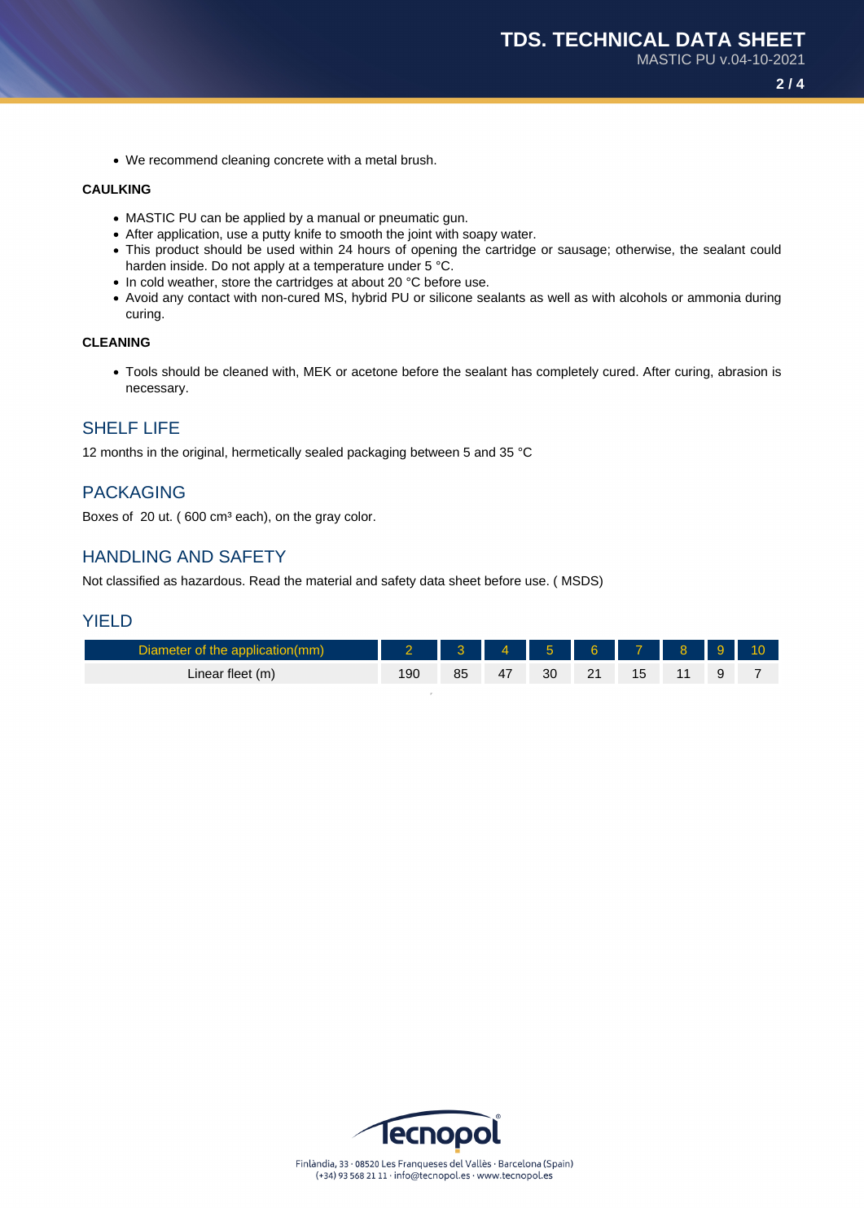- We recommend cleaning concrete with a metal brush.

**CAULKING**

- MASTIC PU can be applied by a manual or pneumatic gun.
- After application, use a putty knife to smooth the joint with soapy water.
- This product should be used within 24 hours of opening the cartridge or sausage; otherwise, the sealant could harden inside. Do not apply at a temperature under 5 °C.
- In cold weather, store the cartridges at about 20 °C before use.
- Avoid any contact with non-cured MS, hybrid PU or silicone sealants as well as with alcohols or ammonia during curing.

**CLEANING**

- Tools should be cleaned with, MEK or acetone before the sealant has completely cured. After curing, abrasion is necessary.

## SHELF LIFE

12 months in the original, hermetically sealed packaging between 5 and 35 °C

## PACKAGING

Boxes of 20 ut. ( 600 cm³ each), on the gray color.

## HANDLING AND SAFETY

Not classified as hazardous. Read the material and safety data sheet before use. ( MSDS)

## YIELD

| Diameter of the application(mm) | 2 | 3 | 4 | 5 | 6 | 7 | 8 | 9 | 10 |
|---|---|---|---|---|---|---|---|---|---|
| Linear fleet (m) | 190 | 85 | 47 | 30 | 21 | 15 | 11 | 9 | 7 |

Finlàndia, 33 · 08520 Les Franqueses del Vallès · Barcelona (Spain)
(+34) 93 568 21 11 · info@tecnopol.es · www.tecnopol.es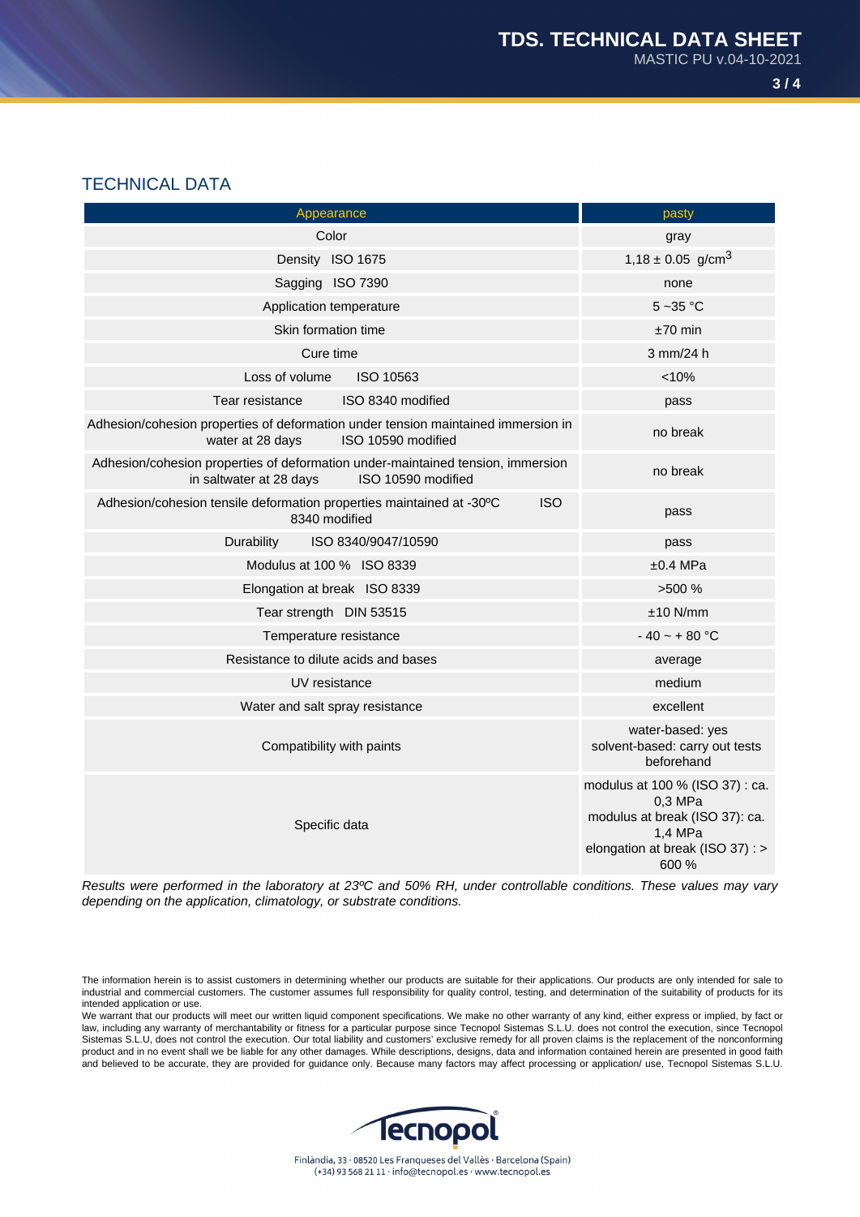## TECHNICAL DATA

| Appearance | pasty |
|---|---|
| Color | gray |
| Density ISO 1675 | 1,18 ± 0.05 g/cm$^3$ |
| Sagging ISO 7390 | none |
| Application temperature | 5 ~35 °C |
| Skin formation time | ±70 min |
| Cure time | 3 mm/24 h |
| Loss of volume ISO 10563 | <10% |
| Tear resistance ISO 8340 modified | pass |
| Adhesion/cohesion properties of deformation under tension maintained immersion in water at 28 days ISO 10590 modified | no break |
| Adhesion/cohesion properties of deformation under-maintained tension, immersion in saltwater at 28 days ISO 10590 modified | no break |
| Adhesion/cohesion tensile deformation properties maintained at -30ºC ISO 8340 modified | pass |
| Durability ISO 8340/9047/10590 | pass |
| Modulus at 100 % ISO 8339 | ±0.4 MPa |
| Elongation at break ISO 8339 | >500 % |
| Tear strength DIN 53515 | ±10 N/mm |
| Temperature resistance | - 40 ~ + 80 °C |
| Resistance to dilute acids and bases | average |
| UV resistance | medium |
| Water and salt spray resistance | excellent |
| Compatibility with paints | water-based: yes<br>solvent-based: carry out tests beforehand |
| Specific data | modulus at 100 % (ISO 37) : ca. 0,3 MPa<br>modulus at break (ISO 37): ca. 1,4 MPa<br>elongation at break (ISO 37) : > 600 % |

*Results were performed in the laboratory at 23ºC and 50% RH, under controllable conditions. These values may vary depending on the application, climatology, or substrate conditions.*

The information herein is to assist customers in determining whether our products are suitable for their applications. Our products are only intended for sale to industrial and commercial customers. The customer assumes full responsibility for quality control, testing, and determination of the suitability of products for its intended application or use.

We warrant that our products will meet our written liquid component specifications. We make no other warranty of any kind, either express or implied, by fact or law, including any warranty of merchantability or fitness for a particular purpose since Tecnopol Sistemas S.L.U. does not control the execution, since Tecnopol Sistemas S.L.U, does not control the execution. Our total liability and customers' exclusive remedy for all proven claims is the replacement of the nonconforming product and in no event shall we be liable for any other damages. While descriptions, designs, data and information contained herein are presented in good faith and believed to be accurate, they are provided for guidance only. Because many factors may affect processing or application/ use, Tecnopol Sistemas S.L.U.

Tecnopol

Finlàndia, 33 · 08520 Les Franqueses del Vallès · Barcelona (Spain)
(+34) 93 568 21 11 · info@tecnopol.es · www.tecnopol.es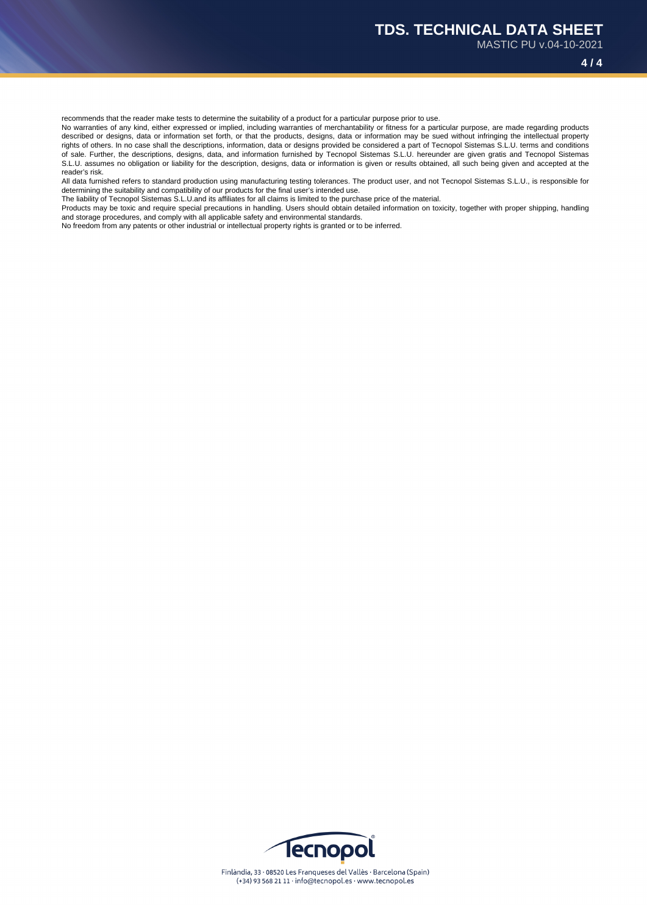recommends that the reader make tests to determine the suitability of a product for a particular purpose prior to use.

No warranties of any kind, either expressed or implied, including warranties of merchantability or fitness for a particular purpose, are made regarding products described or designs, data or information set forth, or that the products, designs, data or information may be sued without infringing the intellectual property rights of others. In no case shall the descriptions, information, data or designs provided be considered a part of Tecnopol Sistemas S.L.U. terms and conditions of sale. Further, the descriptions, designs, data, and information furnished by Tecnopol Sistemas S.L.U. hereunder are given gratis and Tecnopol Sistemas S.L.U. assumes no obligation or liability for the description, designs, data or information is given or results obtained, all such being given and accepted at the reader's risk.

All data furnished refers to standard production using manufacturing testing tolerances. The product user, and not Tecnopol Sistemas S.L.U., is responsible for determining the suitability and compatibility of our products for the final user's intended use.

The liability of Tecnopol Sistemas S.L.U.and its affiliates for all claims is limited to the purchase price of the material.

Products may be toxic and require special precautions in handling. Users should obtain detailed information on toxicity, together with proper shipping, handling and storage procedures, and comply with all applicable safety and environmental standards.

No freedom from any patents or other industrial or intellectual property rights is granted or to be inferred.

Tecnopol

Finlàndia, 33 · 08520 Les Franqueses del Vallès · Barcelona (Spain)
(+34) 93 568 21 11 · info@tecnopol.es · www.tecnopol.es